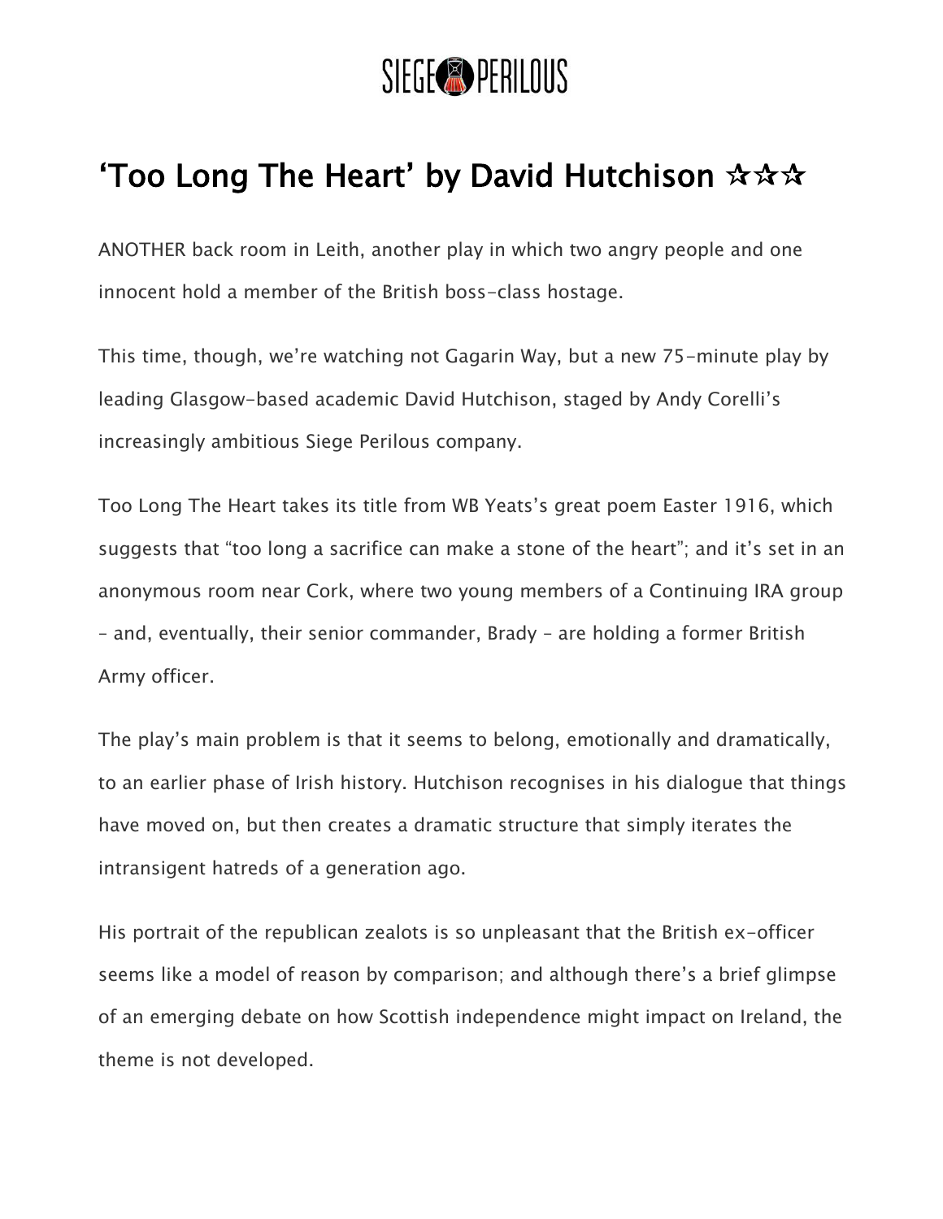SIEGE PERILOUS

## 'Too Long The Heart' by David Hutchison ☆☆☆

ANOTHER back room in Leith, another play in which two angry people and one innocent hold a member of the British boss-class hostage.

This time, though, we're watching not Gagarin Way, but a new 75-minute play by leading Glasgow-based academic David Hutchison, staged by Andy Corelli's increasingly ambitious Siege Perilous company.

Too Long The Heart takes its title from WB Yeats's great poem Easter 1916, which suggests that "too long a sacrifice can make a stone of the heart"; and it's set in an anonymous room near Cork, where two young members of a Continuing IRA group – and, eventually, their senior commander, Brady – are holding a former British Army officer.

The play's main problem is that it seems to belong, emotionally and dramatically, to an earlier phase of Irish history. Hutchison recognises in his dialogue that things have moved on, but then creates a dramatic structure that simply iterates the intransigent hatreds of a generation ago.

His portrait of the republican zealots is so unpleasant that the British ex-officer seems like a model of reason by comparison; and although there's a brief glimpse of an emerging debate on how Scottish independence might impact on Ireland, the theme is not developed.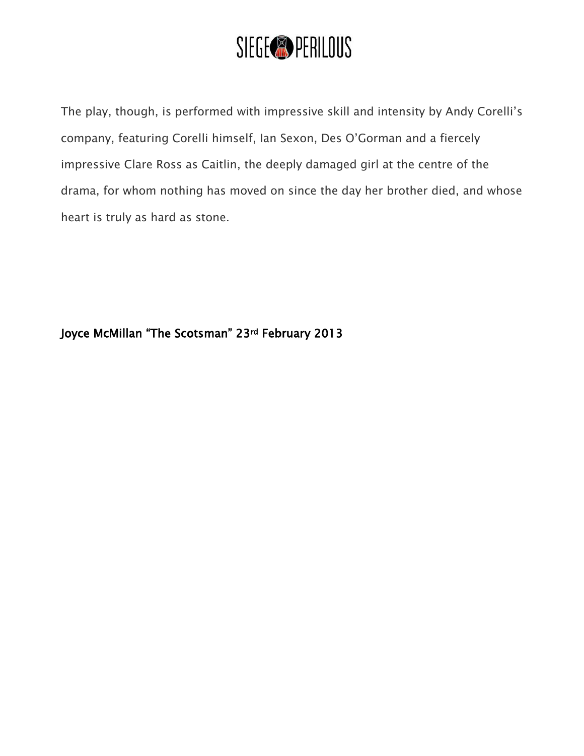The play, though, is performed with impressive skill and intensity by Andy Corelli's company, featuring Corelli himself, Ian Sexon, Des O'Gorman and a fiercely impressive Clare Ross as Caitlin, the deeply damaged girl at the centre of the drama, for whom nothing has moved on since the day her brother died, and whose heart is truly as hard as stone.

**Joyce McMillan "The Scotsman" 23rd February 2013**